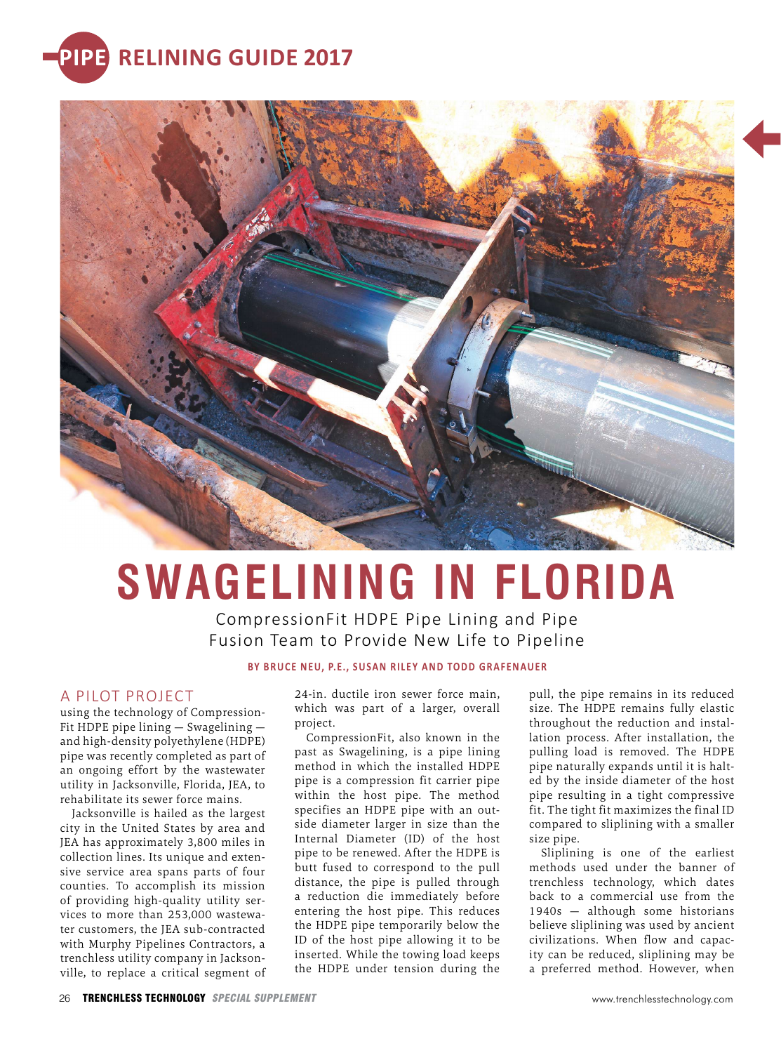# SWAGELINING IN FLORIDA

CompressionFit HDPE Pipe Lining and Pipe Fusion Team to Provide New Life to Pipeline

**BY BRUCE NEU, P.E., SUSAN RILEY AND TODD GRAFENAUER**

## A PILOT PROJECT

using the technology of CompressionFit HDPE pipe lining — Swagelining — and high-density polyethylene (HDPE) pipe was recently completed as part of an ongoing effort by the wastewater utility in Jacksonville, Florida, JEA, to rehabilitate its sewer force mains.

Jacksonville is hailed as the largest city in the United States by area and JEA has approximately 3,800 miles in collection lines. Its unique and extensive service area spans parts of four counties. To accomplish its mission of providing high-quality utility services to more than 253,000 wastewater customers, the JEA sub-contracted with Murphy Pipelines Contractors, a trenchless utility company in Jacksonville, to replace a critical segment of 24-in. ductile iron sewer force main, which was part of a larger, overall project.

CompressionFit, also known in the past as Swagelining, is a pipe lining method in which the installed HDPE pipe is a compression fit carrier pipe within the host pipe. The method specifies an HDPE pipe with an outside diameter larger in size than the Internal Diameter (ID) of the host pipe to be renewed. After the HDPE is butt fused to correspond to the pull distance, the pipe is pulled through a reduction die immediately before entering the host pipe. This reduces the HDPE pipe temporarily below the ID of the host pipe allowing it to be inserted. While the towing load keeps the HDPE under tension during the pull, the pipe remains in its reduced size. The HDPE remains fully elastic throughout the reduction and installation process. After installation, the pulling load is removed. The HDPE pipe naturally expands until it is halted by the inside diameter of the host pipe resulting in a tight compressive fit. The tight fit maximizes the final ID compared to sliplining with a smaller size pipe.

Sliplining is one of the earliest methods used under the banner of trenchless technology, which dates back to a commercial use from the 1940s — although some historians believe sliplining was used by ancient civilizations. When flow and capacity can be reduced, sliplining may be a preferred method. However, when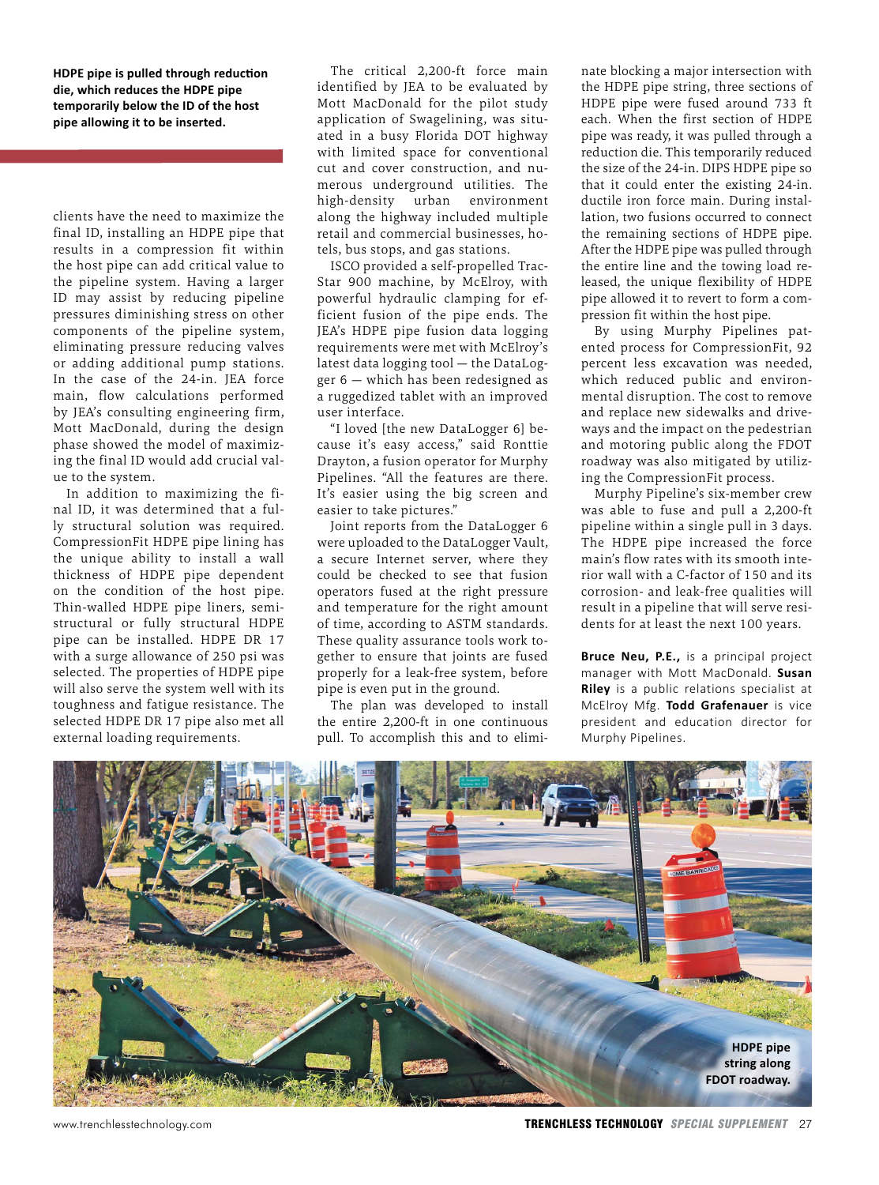**HDPE pipe is pulled through reduction die, which reduces the HDPE pipe temporarily below the ID of the host pipe allowing it to be inserted.**

clients have the need to maximize the final ID, installing an HDPE pipe that results in a compression fit within the host pipe can add critical value to the pipeline system. Having a larger ID may assist by reducing pipeline pressures diminishing stress on other components of the pipeline system, eliminating pressure reducing valves or adding additional pump stations. In the case of the 24-in. JEA force main, flow calculations performed by JEA's consulting engineering firm, Mott MacDonald, during the design phase showed the model of maximizing the final ID would add crucial value to the system.

In addition to maximizing the final ID, it was determined that a fully structural solution was required. CompressionFit HDPE pipe lining has the unique ability to install a wall thickness of HDPE pipe dependent on the condition of the host pipe. Thin-walled HDPE pipe liners, semi-structural or fully structural HDPE pipe can be installed. HDPE DR 17 with a surge allowance of 250 psi was selected. The properties of HDPE pipe will also serve the system well with its toughness and fatigue resistance. The selected HDPE DR 17 pipe also met all external loading requirements.

The critical 2,200-ft force main identified by JEA to be evaluated by Mott MacDonald for the pilot study application of Swagelining, was situated in a busy Florida DOT highway with limited space for conventional cut and cover construction, and numerous underground utilities. The high-density urban environment along the highway included multiple retail and commercial businesses, hotels, bus stops, and gas stations.

ISCO provided a self-propelled TracStar 900 machine, by McElroy, with powerful hydraulic clamping for efficient fusion of the pipe ends. The JEA's HDPE pipe fusion data logging requirements were met with McElroy's latest data logging tool — the DataLogger 6 — which has been redesigned as a ruggedized tablet with an improved user interface.

"I loved [the new DataLogger 6] because it's easy access," said Ronttie Drayton, a fusion operator for Murphy Pipelines. "All the features are there. It's easier using the big screen and easier to take pictures."

Joint reports from the DataLogger 6 were uploaded to the DataLogger Vault, a secure Internet server, where they could be checked to see that fusion operators fused at the right pressure and temperature for the right amount of time, according to ASTM standards. These quality assurance tools work together to ensure that joints are fused properly for a leak-free system, before pipe is even put in the ground.

The plan was developed to install the entire 2,200-ft in one continuous pull. To accomplish this and to eliminate blocking a major intersection with the HDPE pipe string, three sections of HDPE pipe were fused around 733 ft each. When the first section of HDPE pipe was ready, it was pulled through a reduction die. This temporarily reduced the size of the 24-in. DIPS HDPE pipe so that it could enter the existing 24-in. ductile iron force main. During installation, two fusions occurred to connect the remaining sections of HDPE pipe. After the HDPE pipe was pulled through the entire line and the towing load released, the unique flexibility of HDPE pipe allowed it to revert to form a compression fit within the host pipe.

By using Murphy Pipelines patented process for CompressionFit, 92 percent less excavation was needed, which reduced public and environmental disruption. The cost to remove and replace new sidewalks and driveways and the impact on the pedestrian and motoring public along the FDOT roadway was also mitigated by utilizing the CompressionFit process.

Murphy Pipeline's six-member crew was able to fuse and pull a 2,200-ft pipeline within a single pull in 3 days. The HDPE pipe increased the force main's flow rates with its smooth interior wall with a C-factor of 150 and its corrosion- and leak-free qualities will result in a pipeline that will serve residents for at least the next 100 years.

**Bruce Neu, P.E.,** is a principal project manager with Mott MacDonald. **Susan Riley** is a public relations specialist at McElroy Mfg. **Todd Grafenauer** is vice president and education director for Murphy Pipelines.

**HDPE pipe string along FDOT roadway.**